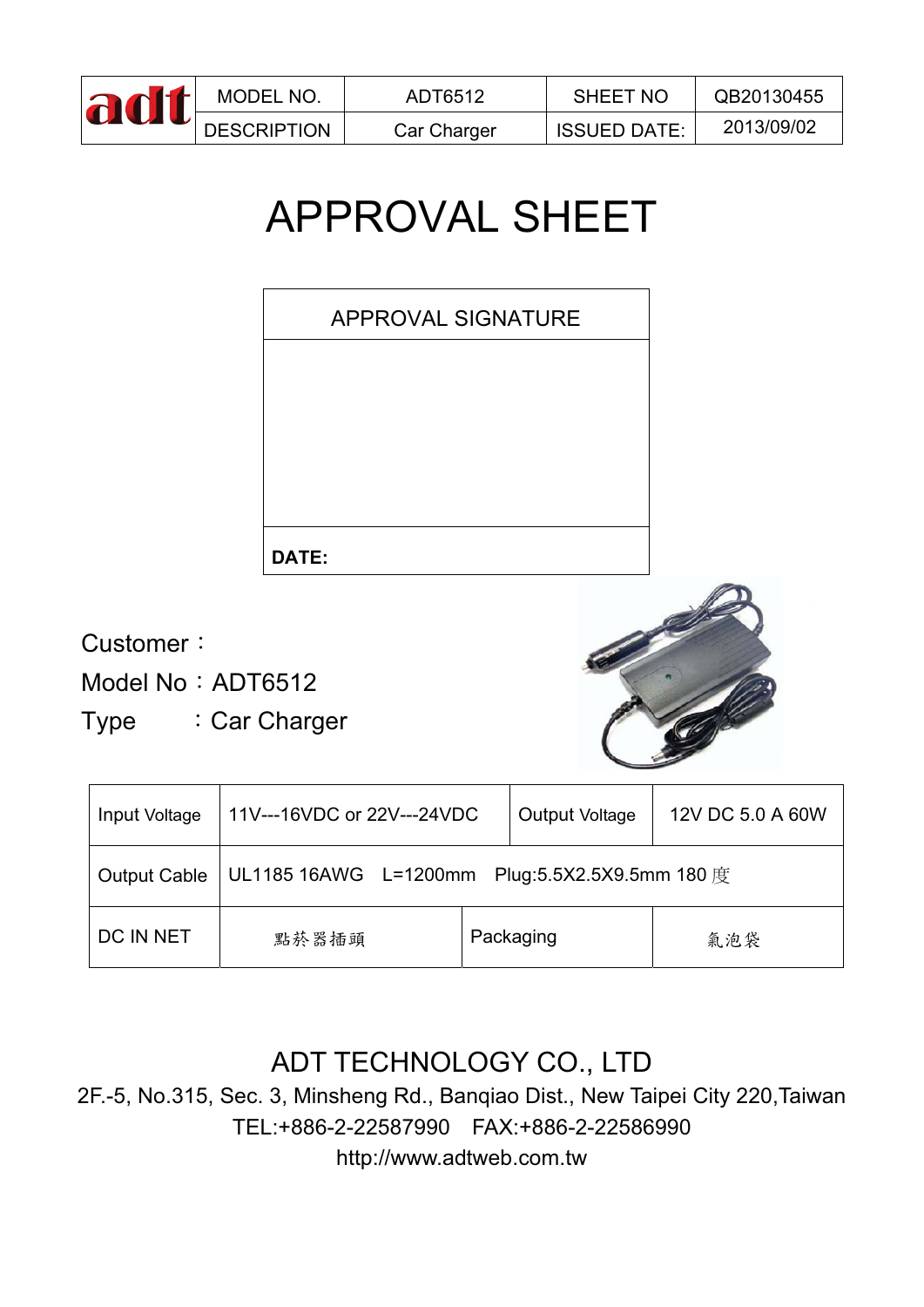| adt | MODEL NO. | ADT6512 | SHEET NO | QB20130455 |
|---|---|---|---|---|
| | DESCRIPTION | Car Charger | ISSUED DATE: | 2013/09/02 |

# APPROVAL SHEET

| APPROVAL SIGNATURE |
|---|
| |
| **DATE:** |

Customer：

Model No：ADT6512

Type　　：Car Charger

| Input Voltage | 11V---16VDC or 22V---24VDC | Output Voltage | 12V DC 5.0 A 60W |
|---|---|---|---|
| Output Cable | UL1185 16AWG　L=1200mm　Plug:5.5X2.5X9.5mm 180 度 | | |
| DC IN NET | 點菸器插頭 | Packaging | 氣泡袋 |

ADT TECHNOLOGY CO., LTD

2F.-5, No.315, Sec. 3, Minsheng Rd., Banqiao Dist., New Taipei City 220,Taiwan

TEL:+886-2-22587990　FAX:+886-2-22586990

http://www.adtweb.com.tw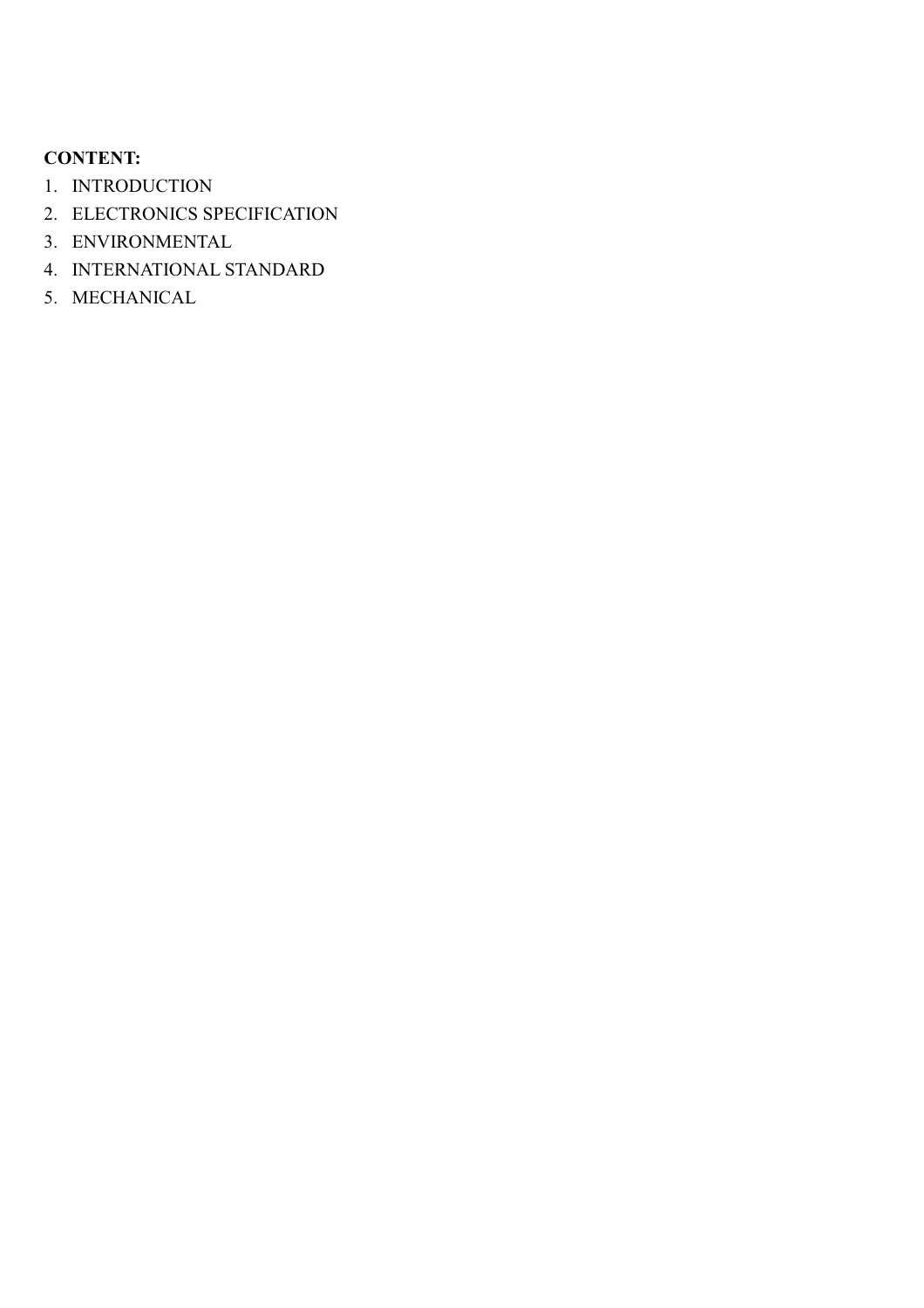**CONTENT:**

1. INTRODUCTION
2. ELECTRONICS SPECIFICATION
3. ENVIRONMENTAL
4. INTERNATIONAL STANDARD
5. MECHANICAL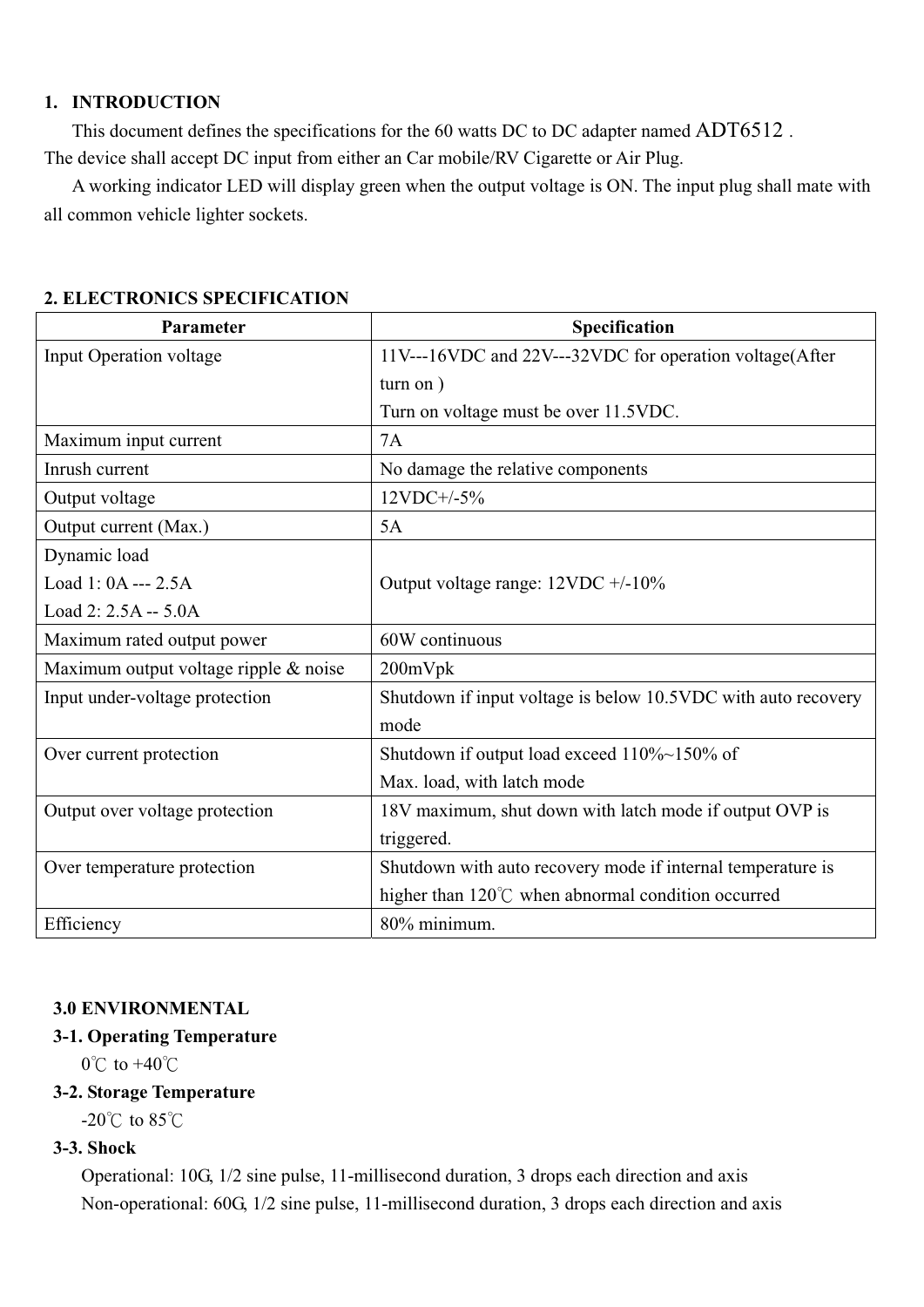## 1. INTRODUCTION

This document defines the specifications for the 60 watts DC to DC adapter named ADT6512 .
The device shall accept DC input from either an Car mobile/RV Cigarette or Air Plug.

A working indicator LED will display green when the output voltage is ON. The input plug shall mate with all common vehicle lighter sockets.

## 2. ELECTRONICS SPECIFICATION

| Parameter | Specification |
|---|---|
| Input Operation voltage | 11V---16VDC and 22V---32VDC for operation voltage(After turn on )<br>Turn on voltage must be over 11.5VDC. |
| Maximum input current | 7A |
| Inrush current | No damage the relative components |
| Output voltage | 12VDC+/-5% |
| Output current (Max.) | 5A |
| Dynamic load<br>Load 1: 0A --- 2.5A<br>Load 2: 2.5A -- 5.0A | Output voltage range: 12VDC +/-10% |
| Maximum rated output power | 60W continuous |
| Maximum output voltage ripple & noise | 200mVpk |
| Input under-voltage protection | Shutdown if input voltage is below 10.5VDC with auto recovery mode |
| Over current protection | Shutdown if output load exceed 110%~150% of<br>Max. load, with latch mode |
| Output over voltage protection | 18V maximum, shut down with latch mode if output OVP is triggered. |
| Over temperature protection | Shutdown with auto recovery mode if internal temperature is higher than 120℃ when abnormal condition occurred |
| Efficiency | 80% minimum. |

## 3.0 ENVIRONMENTAL

### 3-1. Operating Temperature

0℃ to +40℃

### 3-2. Storage Temperature

-20℃ to 85℃

### 3-3. Shock

Operational: 10G, 1/2 sine pulse, 11-millisecond duration, 3 drops each direction and axis

Non-operational: 60G, 1/2 sine pulse, 11-millisecond duration, 3 drops each direction and axis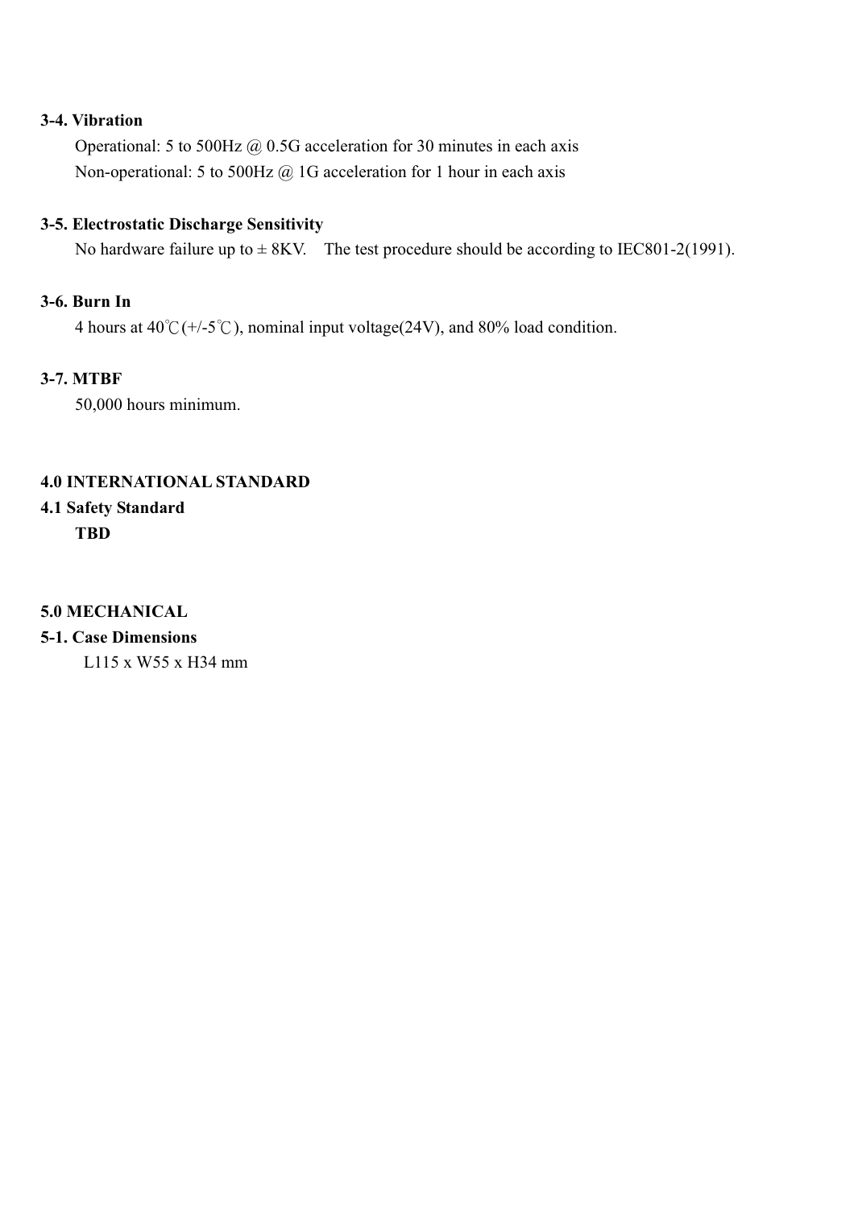### 3-4. Vibration

Operational: 5 to 500Hz @ 0.5G acceleration for 30 minutes in each axis

Non-operational: 5 to 500Hz @ 1G acceleration for 1 hour in each axis

### 3-5. Electrostatic Discharge Sensitivity

No hardware failure up to ± 8KV. The test procedure should be according to IEC801-2(1991).

### 3-6. Burn In

4 hours at 40℃(+/-5℃), nominal input voltage(24V), and 80% load condition.

### 3-7. MTBF

50,000 hours minimum.

## 4.0 INTERNATIONAL STANDARD

### 4.1 Safety Standard

**TBD**

## 5.0 MECHANICAL

### 5-1. Case Dimensions

L115 x W55 x H34 mm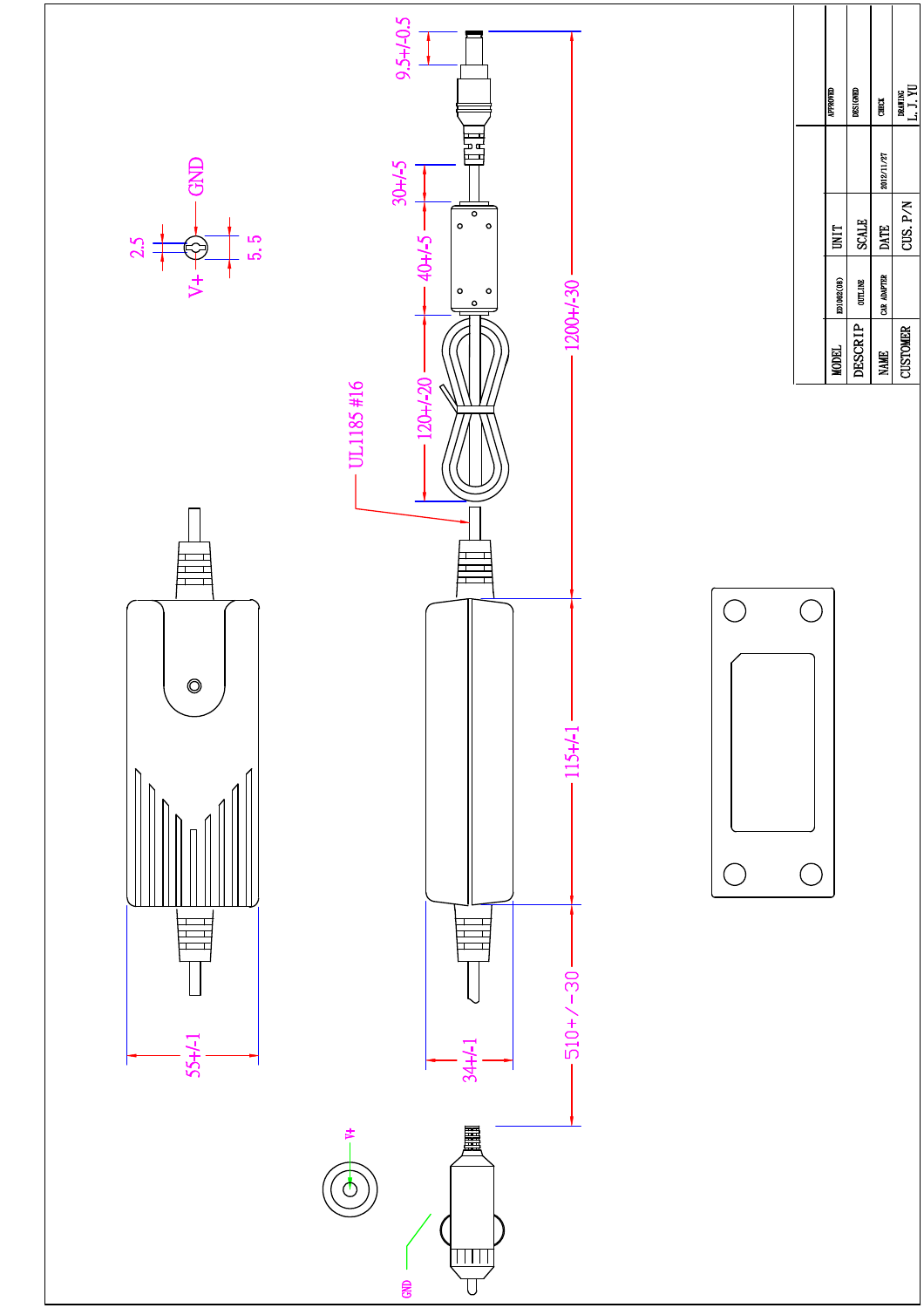| MODEL | ED1082(08) | UNIT | | APPROVED | |
|---|---|---|---|---|---|
| DESCRIP | OUTLINE | SCALE | | DESIGNED | |
| NAME | CAR ADAPTER | DATE | 2012/11/27 | CHECK | |
| CUSTOMER | | CUS. P/N | | DRAWING | L. J. YU |

9.5+/-0.5

30+/-5

40+/-5

120+/-20

1200+/-30

UL1185 #16

GND

V+

2.5

5.5

115+/-1

55+/-1

34+/-1

510+/-30

V+

GND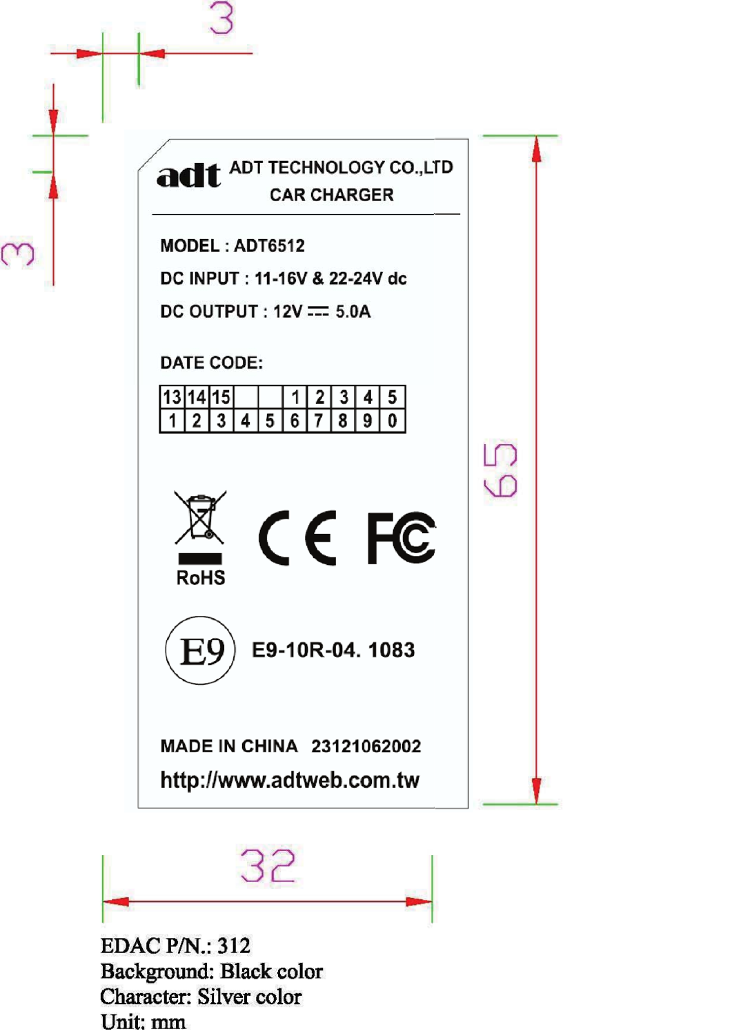3

3

adt ADT TECHNOLOGY CO.,LTD
CAR CHARGER

MODEL : ADT6512

DC INPUT : 11-16V & 22-24V dc

DC OUTPUT : 12V ⎓ 5.0A

DATE CODE:

| | | | | | | | | | |
|---|---|---|---|---|---|---|---|---|---|
| 13 | 14 | 15 | | | 1 | 2 | 3 | 4 | 5 |
| 1 | 2 | 3 | 4 | 5 | 6 | 7 | 8 | 9 | 0 |

RoHS

CE FC

E9 E9-10R-04. 1083

MADE IN CHINA 23121062002

http://www.adtweb.com.tw

65

32

EDAC P/N.: 312
Background: Black color
Character: Silver color
Unit: mm